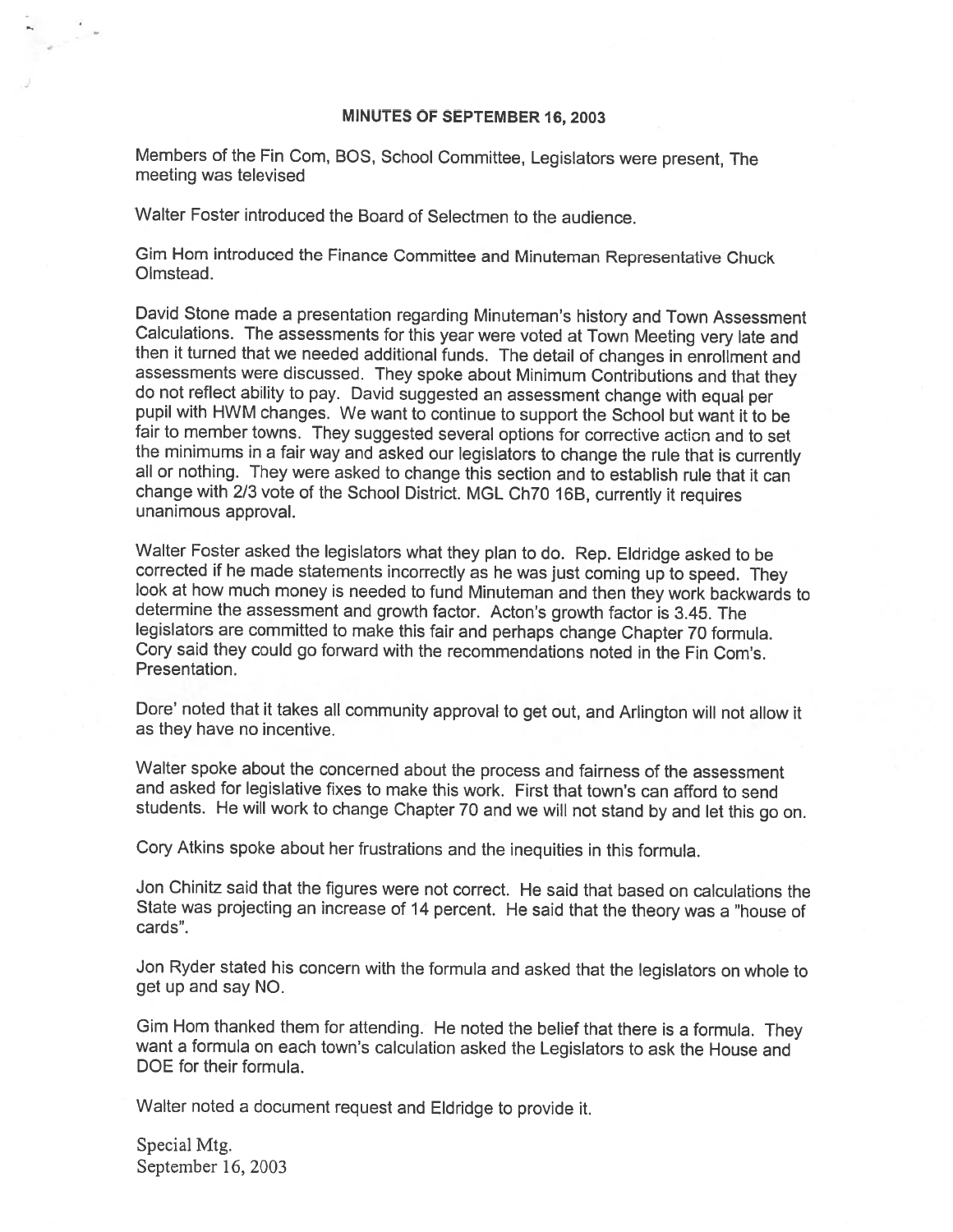# MINUTES OF SEPTEMBER 16, 2003

Members of the Fin Com, BOS, School Committee, Legislators were present, The meeting was televised

Walter Foster introduced the Board of Selectmen to the audience.

Gim Hom introduced the Finance Committee and Minuteman Representative Chuck Olmstead.

David Stone made a presentation regarding Minuteman's history and Town Assessment Calculations. The assessments for this year were voted at Town Meeting very late and then it turned that we needed additional funds. The detail of changes in enrollment and assessments were discussed. They spoke about Minimum Contributions and that they do not reflect ability to pay. David suggested an assessment change with equal per pupil with HWM changes. We want to continue to support the School but want it to be fair to member towns. They suggested several options for corrective action and to set the minimums in a fair way and asked our legislators to change the rule that is currently all or nothing. They were asked to change this section and to establish rule that it can change with 2/3 vote of the School District. MGL Ch70 16B, currently it requires unanimous approval.

Walter Foster asked the legislators what they plan to do. Rep. Eldridge asked to be corrected if he made statements incorrectly as he was just coming up to speed. They look at how much money is needed to fund Minuteman and then they work backwards to determine the assessment and growth factor. Acton's growth factor is 3.45. The legislators are committed to make this fair and perhaps change Chapter 70 formula. Cory said they could go forward with the recommendations noted in the Fin Com's. Presentation.

Dore' noted that it takes all community approval to get out, and Arlington will not allow it as they have no incentive.

Walter spoke about the concerned about the process and fairness of the assessment and asked for legislative fixes to make this work. First that town's can afford to send students. He will work to change Chapter 70 and we will not stand by and let this go on.

Cory Atkins spoke about her frustrations and the inequities in this formula.

Jon Chinitz said that the figures were not correct. He said that based on calculations the State was projecting an increase of 14 percent. He said that the theory was a "house of cards".

Jon Ryder stated his concern with the formula and asked that the legislators on whole to get up and say NO.

Gim Hom thanked them for attending. He noted the belief that there is a formula. They want a formula on each town's calculation asked the Legislators to ask the House and DOE for their formula.

Walter noted a document request and Eldridge to provide it.

Special Mtg.
September 16, 2003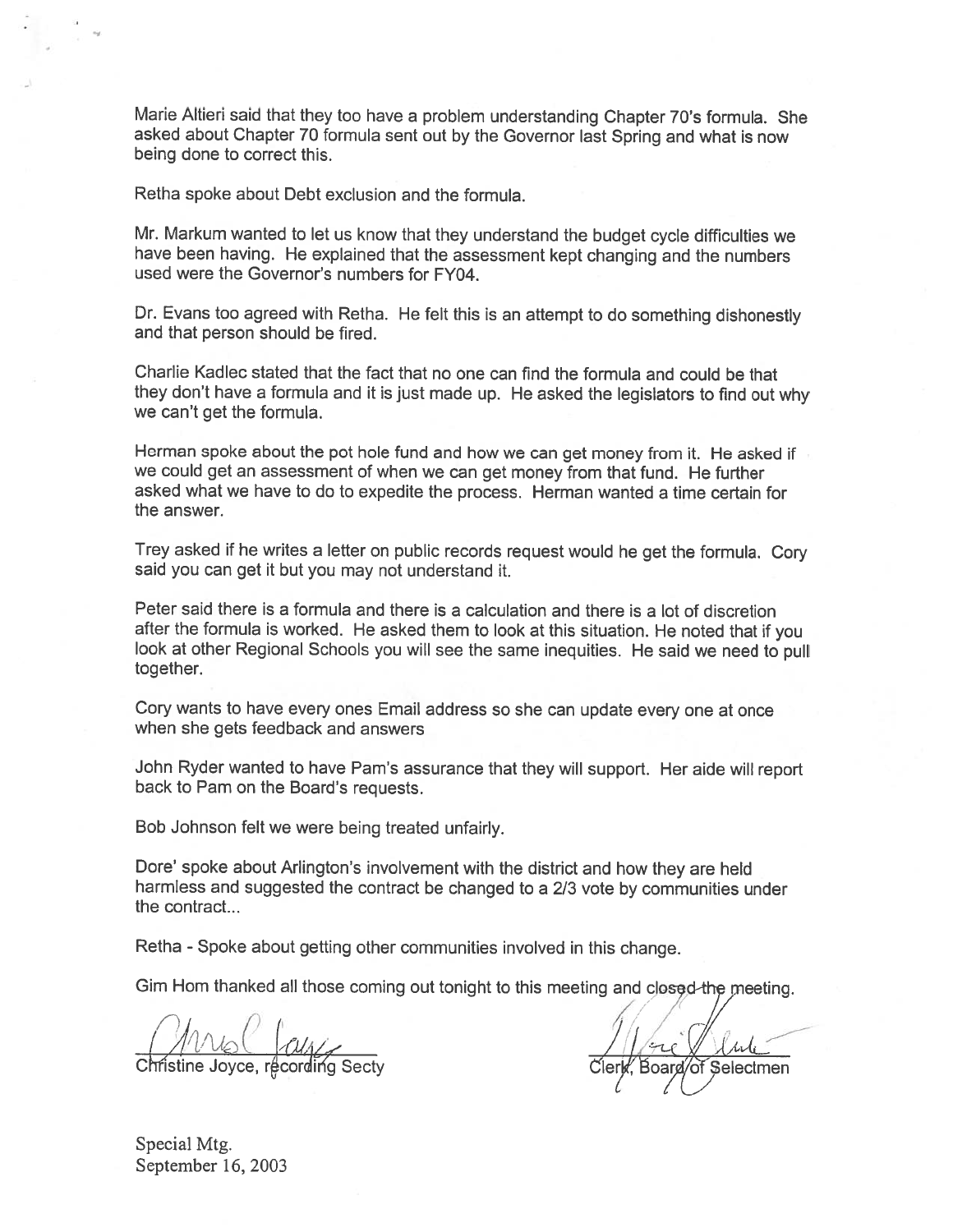Marie Altieri said that they too have a problem understanding Chapter 70's formula. She asked about Chapter 70 formula sent out by the Governor last Spring and what is now being done to correct this.

Retha spoke about Debt exclusion and the formula.

Mr. Markum wanted to let us know that they understand the budget cycle difficulties we have been having. He explained that the assessment kept changing and the numbers used were the Governor's numbers for FY04.

Dr. Evans too agreed with Retha. He felt this is an attempt to do something dishonestly and that person should be fired.

Charlie Kadlec stated that the fact that no one can find the formula and could be that they don't have a formula and it is just made up. He asked the legislators to find out why we can't get the formula.

Herman spoke about the pot hole fund and how we can get money from it. He asked if we could get an assessment of when we can get money from that fund. He further asked what we have to do to expedite the process. Herman wanted a time certain for the answer.

Trey asked if he writes a letter on public records request would he get the formula. Cory said you can get it but you may not understand it.

Peter said there is a formula and there is a calculation and there is a lot of discretion after the formula is worked. He asked them to look at this situation. He noted that if you look at other Regional Schools you will see the same inequities. He said we need to pull together.

Cory wants to have every ones Email address so she can update every one at once when she gets feedback and answers

John Ryder wanted to have Pam's assurance that they will support. Her aide will report back to Pam on the Board's requests.

Bob Johnson felt we were being treated unfairly.

Dore' spoke about Arlington's involvement with the district and how they are held harmless and suggested the contract be changed to a 2/3 vote by communities under the contract...

Retha - Spoke about getting other communities involved in this change.

Gim Hom thanked all those coming out tonight to this meeting and closed the meeting.

Christine Joyce, recording Secty

Clerk, Board of Selectmen

Special Mtg.
September 16, 2003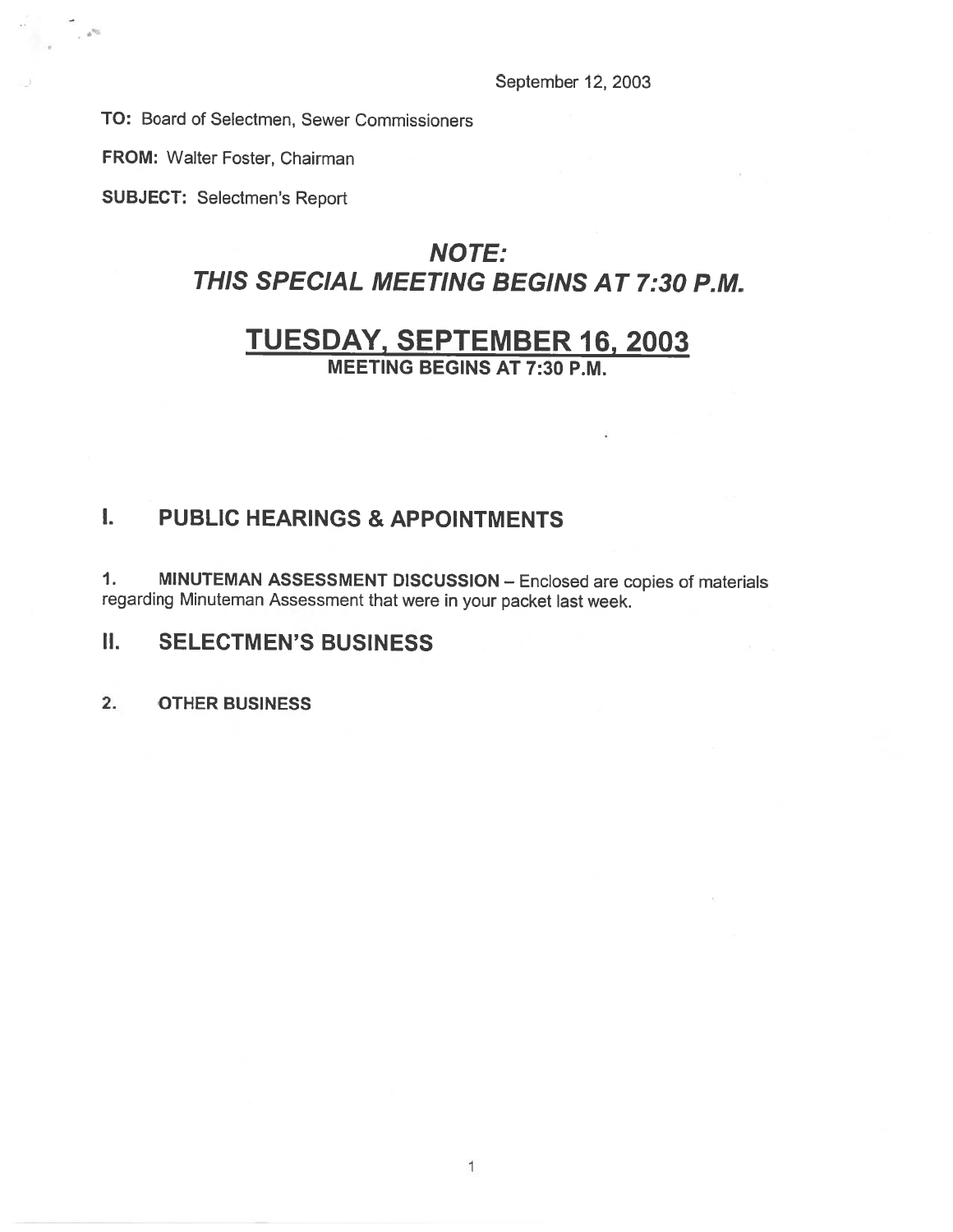September 12, 2003

**TO:** Board of Selectmen, Sewer Commissioners

**FROM:** Walter Foster, Chairman

**SUBJECT:** Selectmen's Report

## *NOTE:*
## *THIS SPECIAL MEETING BEGINS AT 7:30 P.M.*

# TUESDAY, SEPTEMBER 16, 2003

**MEETING BEGINS AT 7:30 P.M.**

## I. PUBLIC HEARINGS & APPOINTMENTS

**1. MINUTEMAN ASSESSMENT DISCUSSION** – Enclosed are copies of materials regarding Minuteman Assessment that were in your packet last week.

## II. SELECTMEN'S BUSINESS

**2. OTHER BUSINESS**